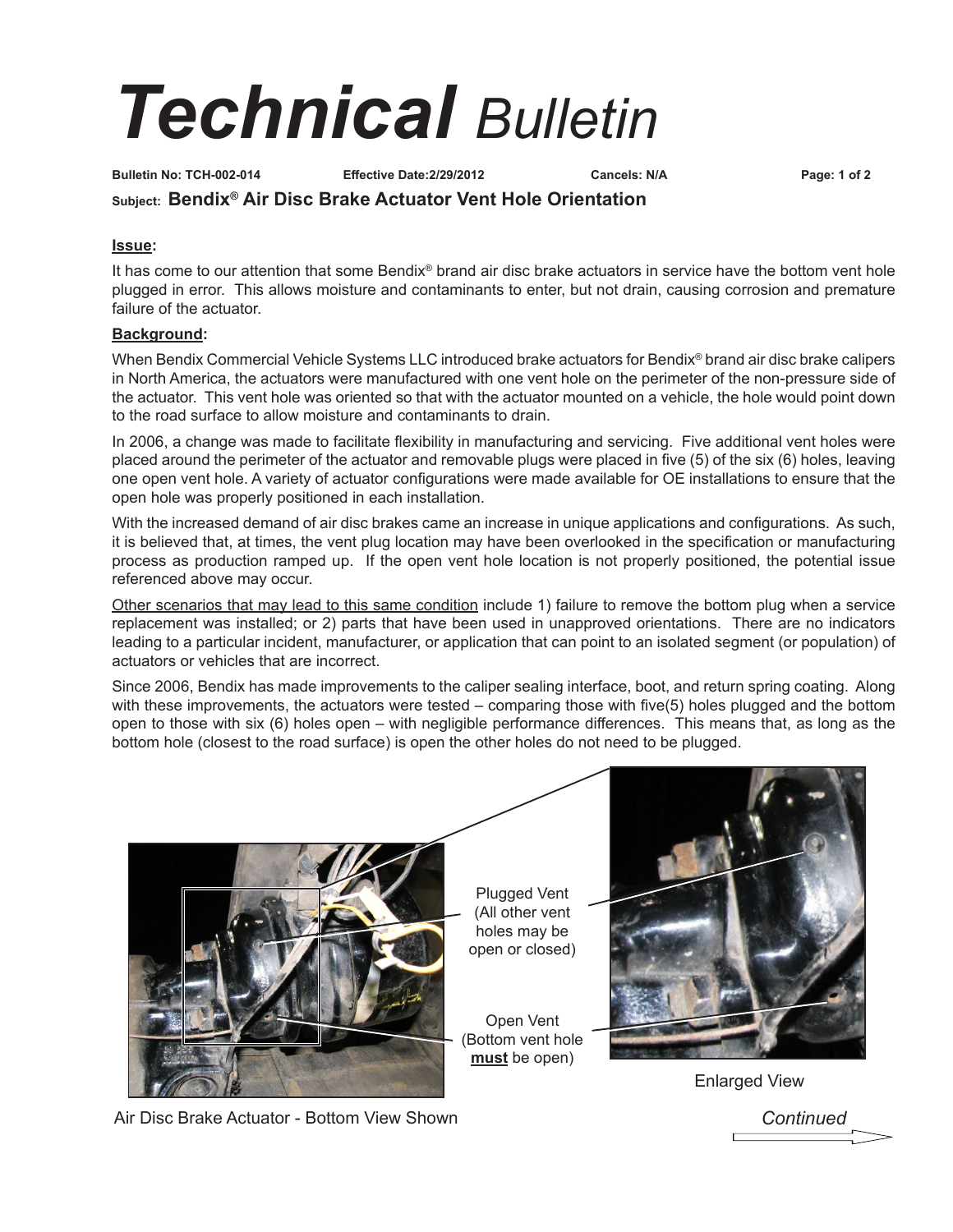# *Technical* Bulletin

**Bulletin No: TCH-002-014** **Effective Date:2/29/2012** **Cancels: N/A** **Page: 1 of 2**

**Subject: Bendix® Air Disc Brake Actuator Vent Hole Orientation**

**Issue:**

It has come to our attention that some Bendix® brand air disc brake actuators in service have the bottom vent hole plugged in error. This allows moisture and contaminants to enter, but not drain, causing corrosion and premature failure of the actuator.

**Background:**

When Bendix Commercial Vehicle Systems LLC introduced brake actuators for Bendix® brand air disc brake calipers in North America, the actuators were manufactured with one vent hole on the perimeter of the non-pressure side of the actuator. This vent hole was oriented so that with the actuator mounted on a vehicle, the hole would point down to the road surface to allow moisture and contaminants to drain.

In 2006, a change was made to facilitate flexibility in manufacturing and servicing. Five additional vent holes were placed around the perimeter of the actuator and removable plugs were placed in five (5) of the six (6) holes, leaving one open vent hole. A variety of actuator configurations were made available for OE installations to ensure that the open hole was properly positioned in each installation.

With the increased demand of air disc brakes came an increase in unique applications and configurations. As such, it is believed that, at times, the vent plug location may have been overlooked in the specification or manufacturing process as production ramped up. If the open vent hole location is not properly positioned, the potential issue referenced above may occur.

Other scenarios that may lead to this same condition include 1) failure to remove the bottom plug when a service replacement was installed; or 2) parts that have been used in unapproved orientations. There are no indicators leading to a particular incident, manufacturer, or application that can point to an isolated segment (or population) of actuators or vehicles that are incorrect.

Since 2006, Bendix has made improvements to the caliper sealing interface, boot, and return spring coating. Along with these improvements, the actuators were tested – comparing those with five(5) holes plugged and the bottom open to those with six (6) holes open – with negligible performance differences. This means that, as long as the bottom hole (closest to the road surface) is open the other holes do not need to be plugged.

Plugged Vent (All other vent holes may be open or closed)

Open Vent (Bottom vent hole **must** be open)

Enlarged View

Air Disc Brake Actuator - Bottom View Shown

*Continued*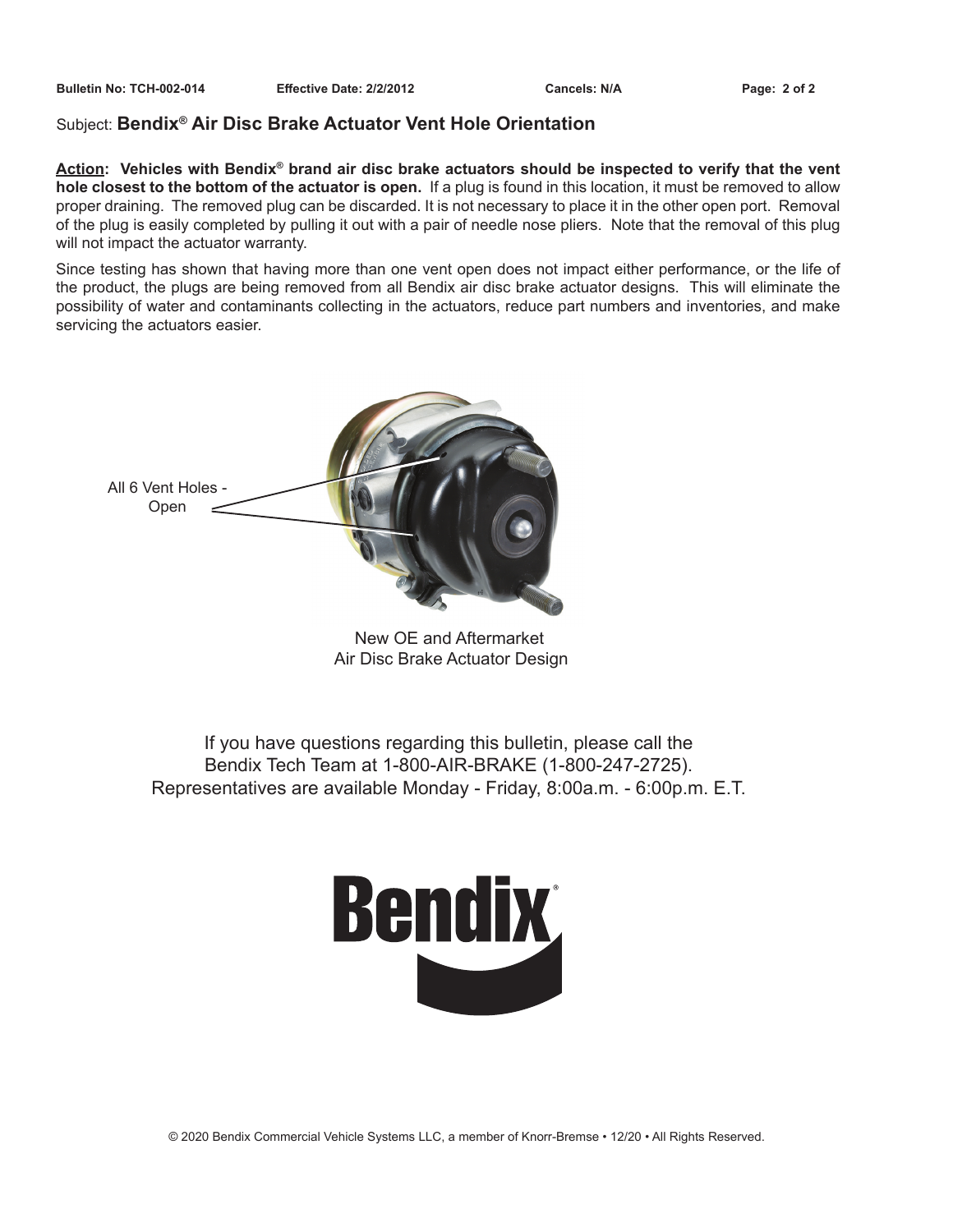Subject: **Bendix® Air Disc Brake Actuator Vent Hole Orientation**

**Action: Vehicles with Bendix® brand air disc brake actuators should be inspected to verify that the vent hole closest to the bottom of the actuator is open.** If a plug is found in this location, it must be removed to allow proper draining. The removed plug can be discarded. It is not necessary to place it in the other open port. Removal of the plug is easily completed by pulling it out with a pair of needle nose pliers. Note that the removal of this plug will not impact the actuator warranty.

Since testing has shown that having more than one vent open does not impact either performance, or the life of the product, the plugs are being removed from all Bendix air disc brake actuator designs. This will eliminate the possibility of water and contaminants collecting in the actuators, reduce part numbers and inventories, and make servicing the actuators easier.

All 6 Vent Holes - Open

New OE and Aftermarket Air Disc Brake Actuator Design

If you have questions regarding this bulletin, please call the Bendix Tech Team at 1-800-AIR-BRAKE (1-800-247-2725). Representatives are available Monday - Friday, 8:00a.m. - 6:00p.m. E.T.

Bendix®

© 2020 Bendix Commercial Vehicle Systems LLC, a member of Knorr-Bremse • 12/20 • All Rights Reserved.